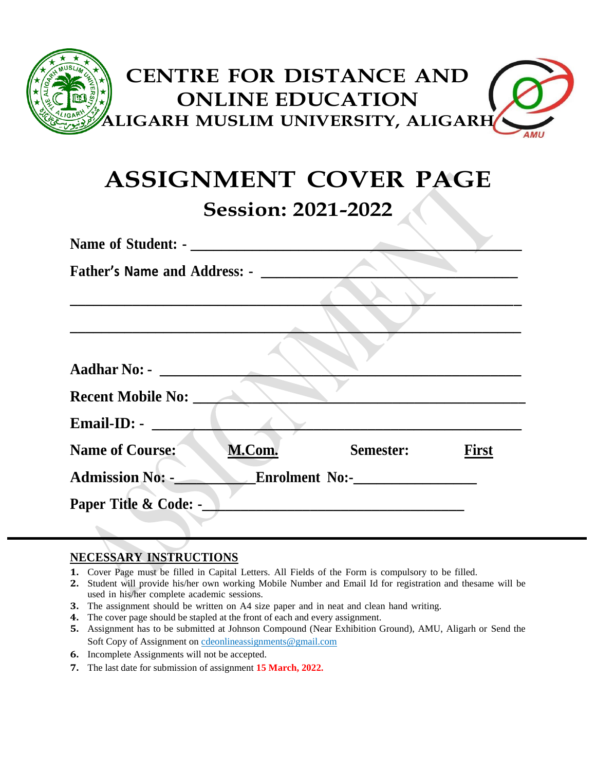# CENTRE FOR DISTANCE AND ONLINE EDUCATION

## ALIGARH MUSLIM UNIVERSITY, ALIGARH

# ASSIGNMENT COVER PAGE

## Session: 2021-2022

**Name of Student: -** ________________________________________

**Father's Name and Address: -** ________________________________

________________________________________________________

________________________________________________________

**Aadhar No: -** ______________________________________________

**Recent Mobile No:** __________________________________________

**Email-ID: -** _______________________________________________

**Name of Course:** **M.Com.** **Semester:** **First**

**Admission No: -**__________**Enrolment No:-**________________

**Paper Title & Code: -**_________________________________

---

**NECESSARY INSTRUCTIONS**

1. Cover Page must be filled in Capital Letters. All Fields of the Form is compulsory to be filled.
2. Student will provide his/her own working Mobile Number and Email Id for registration and thesame will be used in his/her complete academic sessions.
3. The assignment should be written on A4 size paper and in neat and clean hand writing.
4. The cover page should be stapled at the front of each and every assignment.
5. Assignment has to be submitted at Johnson Compound (Near Exhibition Ground), AMU, Aligarh or Send the Soft Copy of Assignment on cdeonlineassignments@gmail.com
6. Incomplete Assignments will not be accepted.
7. The last date for submission of assignment **15 March, 2022.**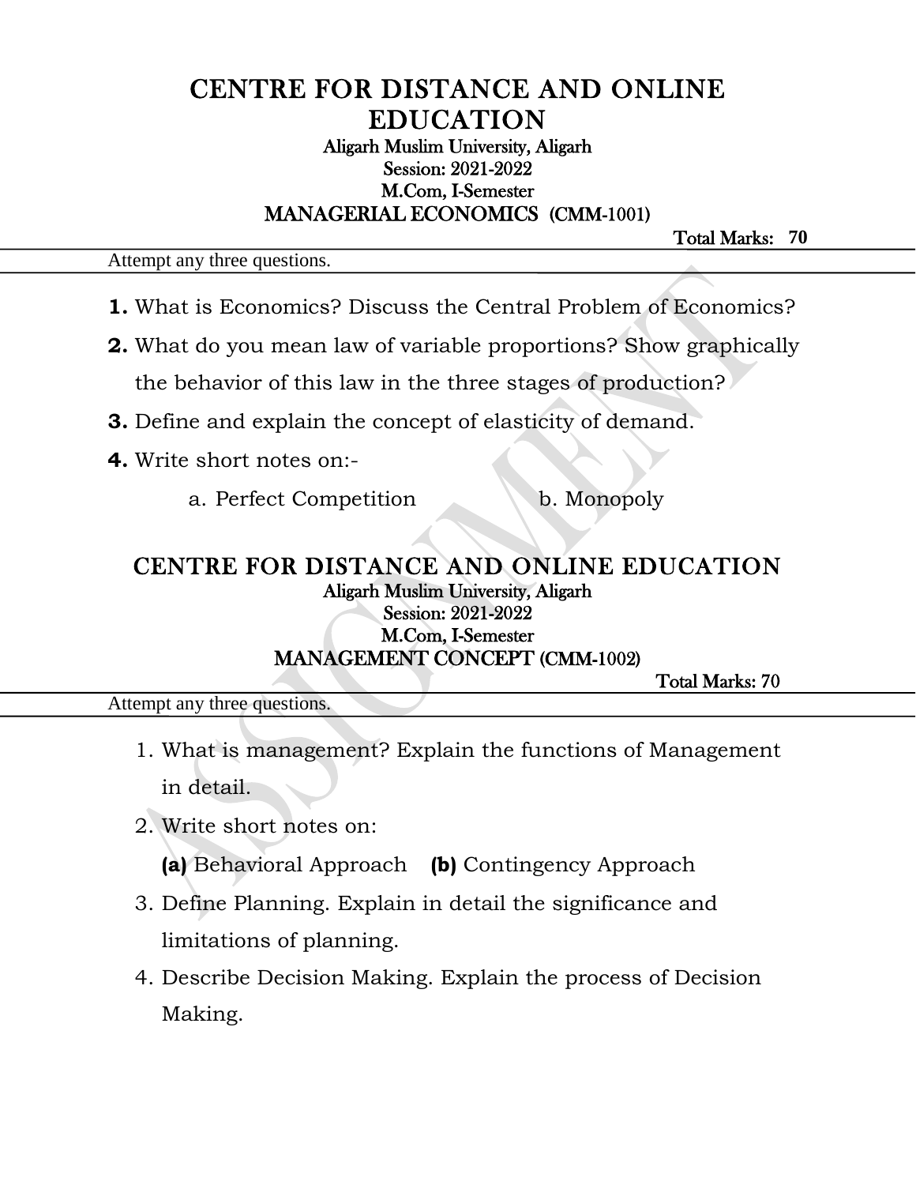# CENTRE FOR DISTANCE AND ONLINE EDUCATION

**Aligarh Muslim University, Aligarh**
**Session: 2021-2022**
**M.Com, I-Semester**
**MANAGERIAL ECONOMICS (CMM-1001)**

**Total Marks: 70**

Attempt any three questions.

**1.** What is Economics? Discuss the Central Problem of Economics?

**2.** What do you mean law of variable proportions? Show graphically the behavior of this law in the three stages of production?

**3.** Define and explain the concept of elasticity of demand.

**4.** Write short notes on:-

a. Perfect Competition b. Monopoly

# CENTRE FOR DISTANCE AND ONLINE EDUCATION

**Aligarh Muslim University, Aligarh**
**Session: 2021-2022**
**M.Com, I-Semester**
**MANAGEMENT CONCEPT (CMM-1002)**

**Total Marks: 70**

Attempt any three questions.

1. What is management? Explain the functions of Management in detail.
2. Write short notes on:

   **(a)** Behavioral Approach **(b)** Contingency Approach
3. Define Planning. Explain in detail the significance and limitations of planning.
4. Describe Decision Making. Explain the process of Decision Making.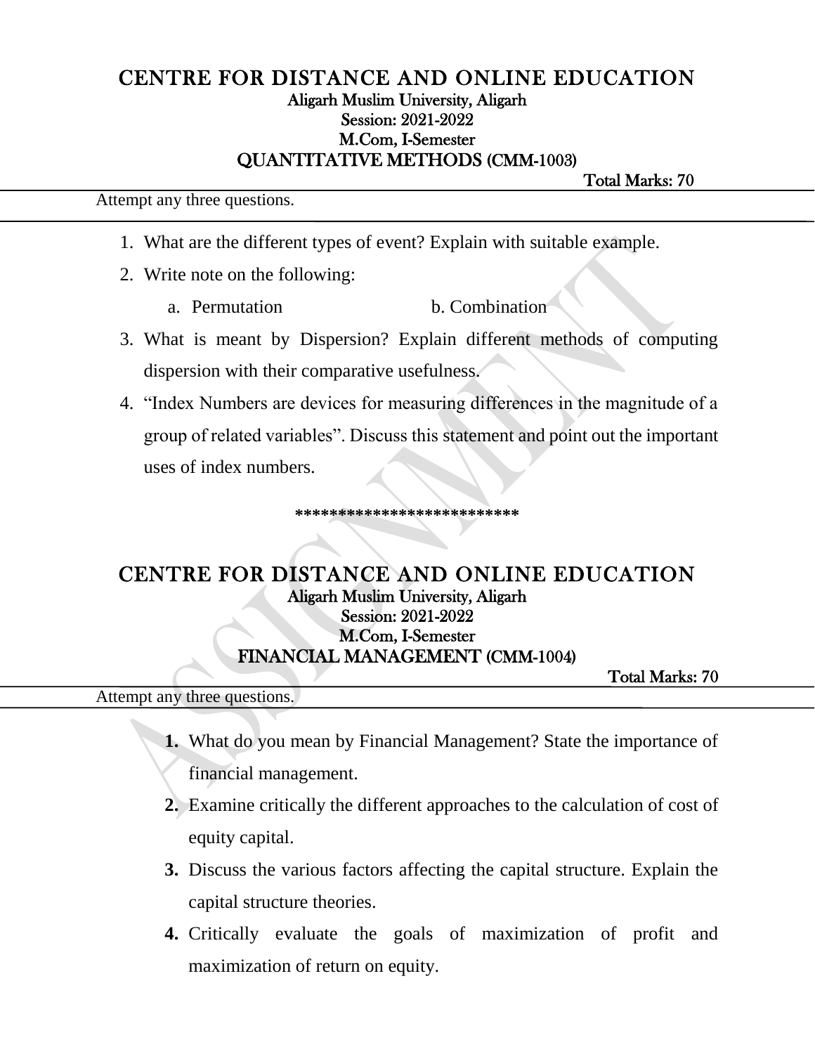# CENTRE FOR DISTANCE AND ONLINE EDUCATION

**Aligarh Muslim University, Aligarh**

**Session: 2021-2022**

**M.Com, I-Semester**

**QUANTITATIVE METHODS (CMM-1003)**

**Total Marks: 70**

Attempt any three questions.

1. What are the different types of event? Explain with suitable example.
2. Write note on the following:
   a. Permutation    b. Combination
3. What is meant by Dispersion? Explain different methods of computing dispersion with their comparative usefulness.
4. "Index Numbers are devices for measuring differences in the magnitude of a group of related variables". Discuss this statement and point out the important uses of index numbers.

**************************

# CENTRE FOR DISTANCE AND ONLINE EDUCATION

**Aligarh Muslim University, Aligarh**

**Session: 2021-2022**

**M.Com, I-Semester**

**FINANCIAL MANAGEMENT (CMM-1004)**

**Total Marks: 70**

Attempt any three questions.

1. What do you mean by Financial Management? State the importance of financial management.
2. Examine critically the different approaches to the calculation of cost of equity capital.
3. Discuss the various factors affecting the capital structure. Explain the capital structure theories.
4. Critically evaluate the goals of maximization of profit and maximization of return on equity.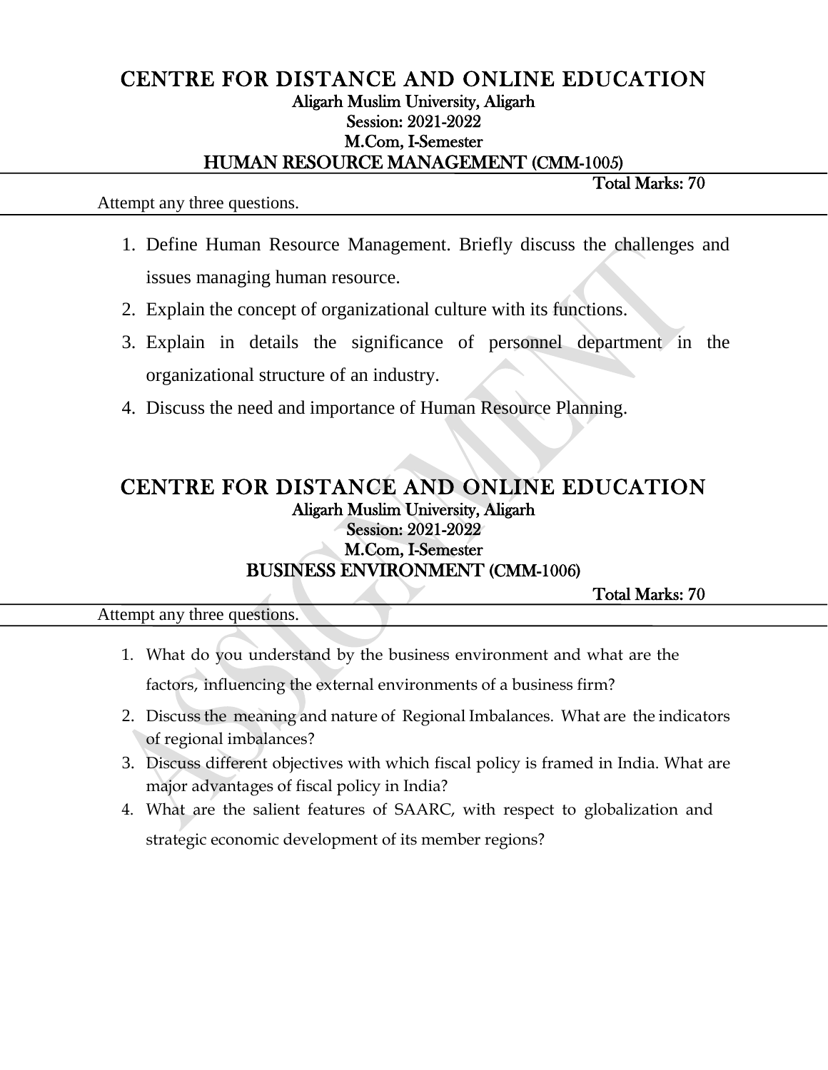# CENTRE FOR DISTANCE AND ONLINE EDUCATION

**Aligarh Muslim University, Aligarh**

**Session: 2021-2022**

**M.Com, I-Semester**

## HUMAN RESOURCE MANAGEMENT (CMM-1005)

**Total Marks: 70**

Attempt any three questions.

1. Define Human Resource Management. Briefly discuss the challenges and issues managing human resource.
2. Explain the concept of organizational culture with its functions.
3. Explain in details the significance of personnel department in the organizational structure of an industry.
4. Discuss the need and importance of Human Resource Planning.

# CENTRE FOR DISTANCE AND ONLINE EDUCATION

**Aligarh Muslim University, Aligarh**

**Session: 2021-2022**

**M.Com, I-Semester**

## BUSINESS ENVIRONMENT (CMM-1006)

**Total Marks: 70**

Attempt any three questions.

1. What do you understand by the business environment and what are the factors, influencing the external environments of a business firm?
2. Discuss the meaning and nature of Regional Imbalances. What are the indicators of regional imbalances?
3. Discuss different objectives with which fiscal policy is framed in India. What are major advantages of fiscal policy in India?
4. What are the salient features of SAARC, with respect to globalization and strategic economic development of its member regions?